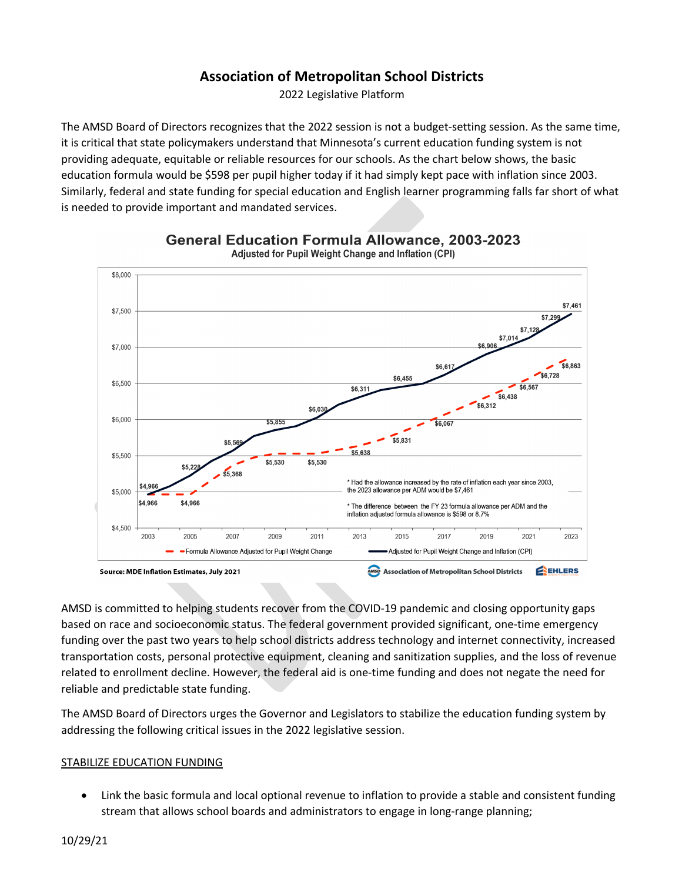# Association of Metropolitan School Districts

2022 Legislative Platform

The AMSD Board of Directors recognizes that the 2022 session is not a budget-setting session. As the same time, it is critical that state policymakers understand that Minnesota's current education funding system is not providing adequate, equitable or reliable resources for our schools. As the chart below shows, the basic education formula would be $598 per pupil higher today if it had simply kept pace with inflation since 2003. Similarly, federal and state funding for special education and English learner programming falls far short of what is needed to provide important and mandated services.

**General Education Formula Allowance, 2003-2023**

Adjusted for Pupil Weight Change and Inflation (CPI)

| Year | Formula Allowance Adjusted for Pupil Weight Change | Adjusted for Pupil Weight Change and Inflation (CPI) |
| --- | --- | --- |
| 2003 | $4,966 | $4,966 |
| 2005 | $4,966 | $5,228 |
| 2007 | $5,368 | $5,569 |
| 2009 | $5,530 | $5,855 |
| 2011 | $5,530 | $6,030 |
| 2013 | $5,638 | $6,311 |
| 2015 | $5,831 | $6,455 |
| 2017 | $6,067 | $6,617 |
| 2019 | $6,312 | $6,906 |
| 2020 | $6,438 | $7,014 |
| 2021 | $6,567 | $7,128 |
| 2022 | $6,728 | $7,299 |
| 2023 | $6,863 | $7,461 |

\* Had the allowance increased by the rate of inflation each year since 2003, the 2023 allowance per ADM would be $7,461

\* The difference between the FY 23 formula allowance per ADM and the inflation adjusted formula allowance is $598 or 8.7%

Source: MDE Inflation Estimates, July 2021

Association of Metropolitan School Districts — EHLERS

AMSD is committed to helping students recover from the COVID-19 pandemic and closing opportunity gaps based on race and socioeconomic status. The federal government provided significant, one-time emergency funding over the past two years to help school districts address technology and internet connectivity, increased transportation costs, personal protective equipment, cleaning and sanitization supplies, and the loss of revenue related to enrollment decline. However, the federal aid is one-time funding and does not negate the need for reliable and predictable state funding.

The AMSD Board of Directors urges the Governor and Legislators to stabilize the education funding system by addressing the following critical issues in the 2022 legislative session.

## STABILIZE EDUCATION FUNDING

- Link the basic formula and local optional revenue to inflation to provide a stable and consistent funding stream that allows school boards and administrators to engage in long-range planning;

10/29/21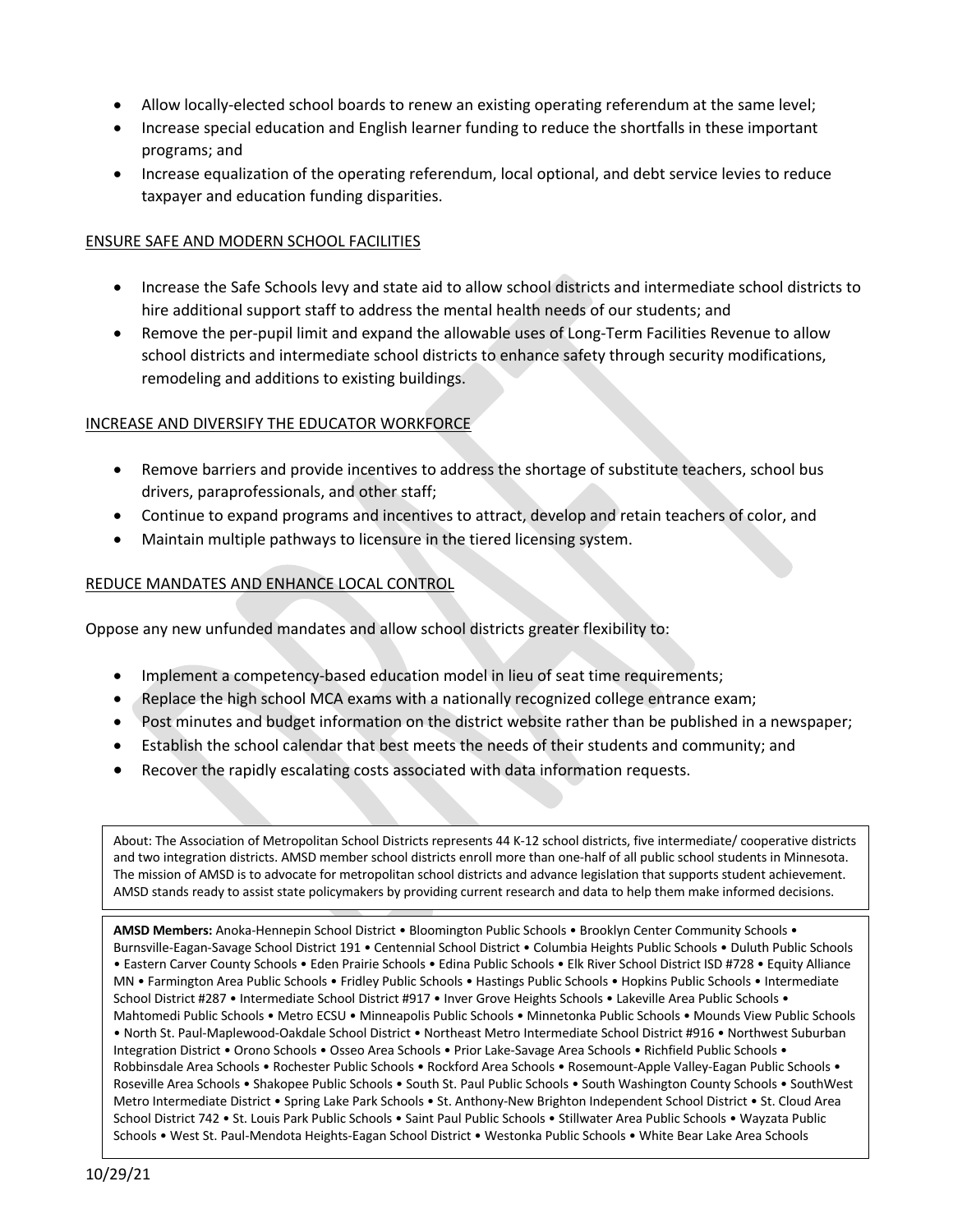- Allow locally-elected school boards to renew an existing operating referendum at the same level;
- Increase special education and English learner funding to reduce the shortfalls in these important programs; and
- Increase equalization of the operating referendum, local optional, and debt service levies to reduce taxpayer and education funding disparities.

## ENSURE SAFE AND MODERN SCHOOL FACILITIES

- Increase the Safe Schools levy and state aid to allow school districts and intermediate school districts to hire additional support staff to address the mental health needs of our students; and
- Remove the per-pupil limit and expand the allowable uses of Long-Term Facilities Revenue to allow school districts and intermediate school districts to enhance safety through security modifications, remodeling and additions to existing buildings.

## INCREASE AND DIVERSIFY THE EDUCATOR WORKFORCE

- Remove barriers and provide incentives to address the shortage of substitute teachers, school bus drivers, paraprofessionals, and other staff;
- Continue to expand programs and incentives to attract, develop and retain teachers of color, and
- Maintain multiple pathways to licensure in the tiered licensing system.

## REDUCE MANDATES AND ENHANCE LOCAL CONTROL

Oppose any new unfunded mandates and allow school districts greater flexibility to:

- Implement a competency-based education model in lieu of seat time requirements;
- Replace the high school MCA exams with a nationally recognized college entrance exam;
- Post minutes and budget information on the district website rather than be published in a newspaper;
- Establish the school calendar that best meets the needs of their students and community; and
- Recover the rapidly escalating costs associated with data information requests.

About: The Association of Metropolitan School Districts represents 44 K-12 school districts, five intermediate/ cooperative districts and two integration districts. AMSD member school districts enroll more than one-half of all public school students in Minnesota. The mission of AMSD is to advocate for metropolitan school districts and advance legislation that supports student achievement. AMSD stands ready to assist state policymakers by providing current research and data to help them make informed decisions.

**AMSD Members:** Anoka-Hennepin School District • Bloomington Public Schools • Brooklyn Center Community Schools • Burnsville-Eagan-Savage School District 191 • Centennial School District • Columbia Heights Public Schools • Duluth Public Schools • Eastern Carver County Schools • Eden Prairie Schools • Edina Public Schools • Elk River School District ISD #728 • Equity Alliance MN • Farmington Area Public Schools • Fridley Public Schools • Hastings Public Schools • Hopkins Public Schools • Intermediate School District #287 • Intermediate School District #917 • Inver Grove Heights Schools • Lakeville Area Public Schools • Mahtomedi Public Schools • Metro ECSU • Minneapolis Public Schools • Minnetonka Public Schools • Mounds View Public Schools • North St. Paul-Maplewood-Oakdale School District • Northeast Metro Intermediate School District #916 • Northwest Suburban Integration District • Orono Schools • Osseo Area Schools • Prior Lake-Savage Area Schools • Richfield Public Schools • Robbinsdale Area Schools • Rochester Public Schools • Rockford Area Schools • Rosemount-Apple Valley-Eagan Public Schools • Roseville Area Schools • Shakopee Public Schools • South St. Paul Public Schools • South Washington County Schools • SouthWest Metro Intermediate District • Spring Lake Park Schools • St. Anthony-New Brighton Independent School District • St. Cloud Area School District 742 • St. Louis Park Public Schools • Saint Paul Public Schools • Stillwater Area Public Schools • Wayzata Public Schools • West St. Paul-Mendota Heights-Eagan School District • Westonka Public Schools • White Bear Lake Area Schools

10/29/21